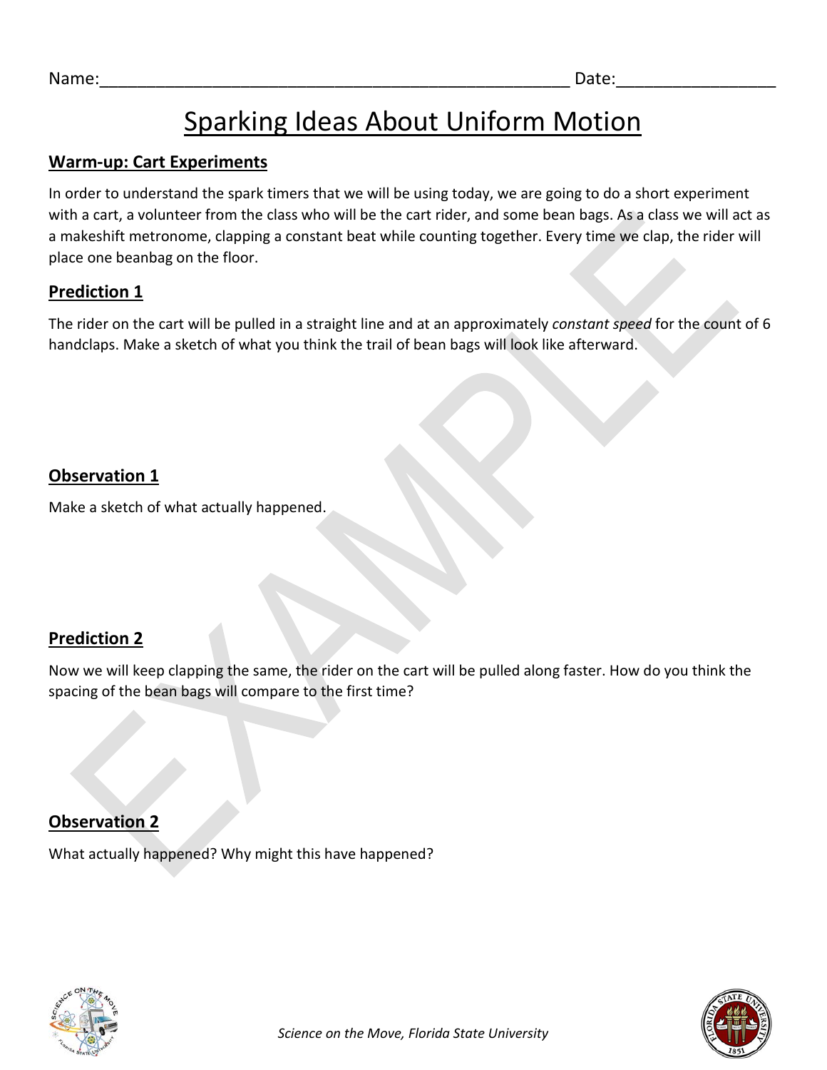Name:___________________________________________________ Date:_________________

# Sparking Ideas About Uniform Motion

## Warm-up: Cart Experiments

In order to understand the spark timers that we will be using today, we are going to do a short experiment with a cart, a volunteer from the class who will be the cart rider, and some bean bags. As a class we will act as a makeshift metronome, clapping a constant beat while counting together. Every time we clap, the rider will place one beanbag on the floor.

## Prediction 1

The rider on the cart will be pulled in a straight line and at an approximately *constant speed* for the count of 6 handclaps. Make a sketch of what you think the trail of bean bags will look like afterward.

## Observation 1

Make a sketch of what actually happened.

## Prediction 2

Now we will keep clapping the same, the rider on the cart will be pulled along faster. How do you think the spacing of the bean bags will compare to the first time?

## Observation 2

What actually happened? Why might this have happened?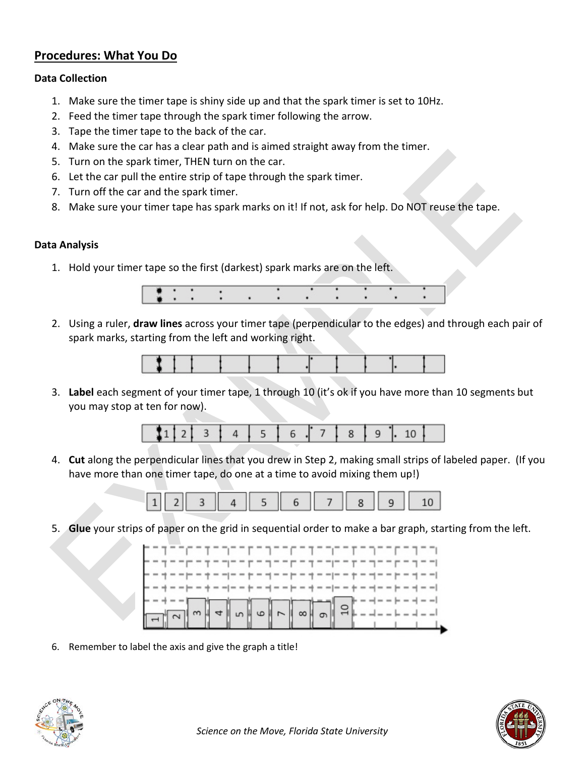## Procedures: What You Do

### Data Collection

1. Make sure the timer tape is shiny side up and that the spark timer is set to 10Hz.
2. Feed the timer tape through the spark timer following the arrow.
3. Tape the timer tape to the back of the car.
4. Make sure the car has a clear path and is aimed straight away from the timer.
5. Turn on the spark timer, THEN turn on the car.
6. Let the car pull the entire strip of tape through the spark timer.
7. Turn off the car and the spark timer.
8. Make sure your timer tape has spark marks on it! If not, ask for help. Do NOT reuse the tape.

### Data Analysis

1. Hold your timer tape so the first (darkest) spark marks are on the left.
2. Using a ruler, **draw lines** across your timer tape (perpendicular to the edges) and through each pair of spark marks, starting from the left and working right.
3. **Label** each segment of your timer tape, 1 through 10 (it's ok if you have more than 10 segments but you may stop at ten for now).

   | 1 | 2 | 3 | 4 | 5 | 6 | 7 | 8 | 9 | 10 |
   |---|---|---|---|---|---|---|---|---|---|

4. **Cut** along the perpendicular lines that you drew in Step 2, making small strips of labeled paper. (If you have more than one timer tape, do one at a time to avoid mixing them up!)

   1 2 3 4 5 6 7 8 9 10

5. **Glue** your strips of paper on the grid in sequential order to make a bar graph, starting from the left.
6. Remember to label the axis and give the graph a title!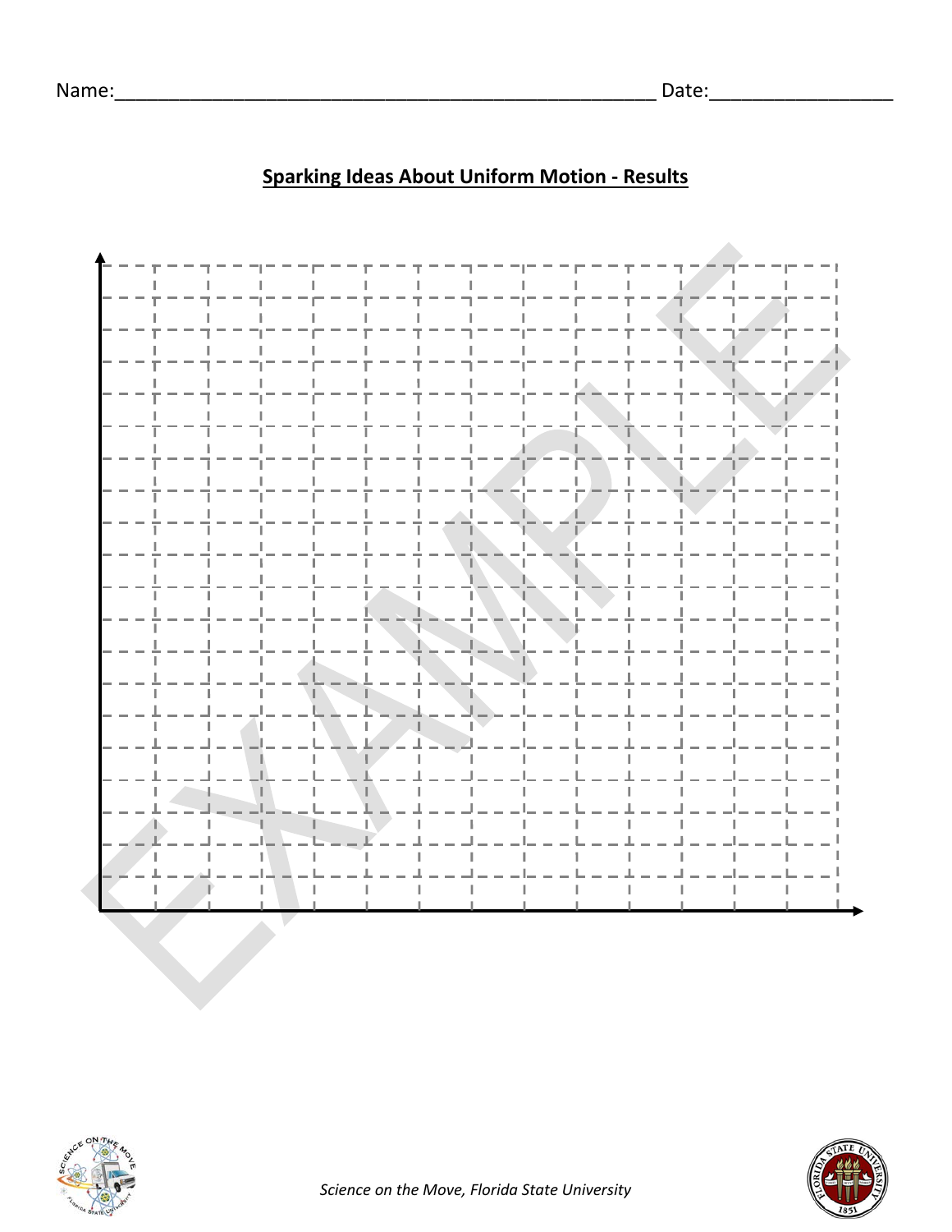Name:_____________________________________________________ Date:_________________

## Sparking Ideas About Uniform Motion - Results

EXAMPLE

*Science on the Move, Florida State University*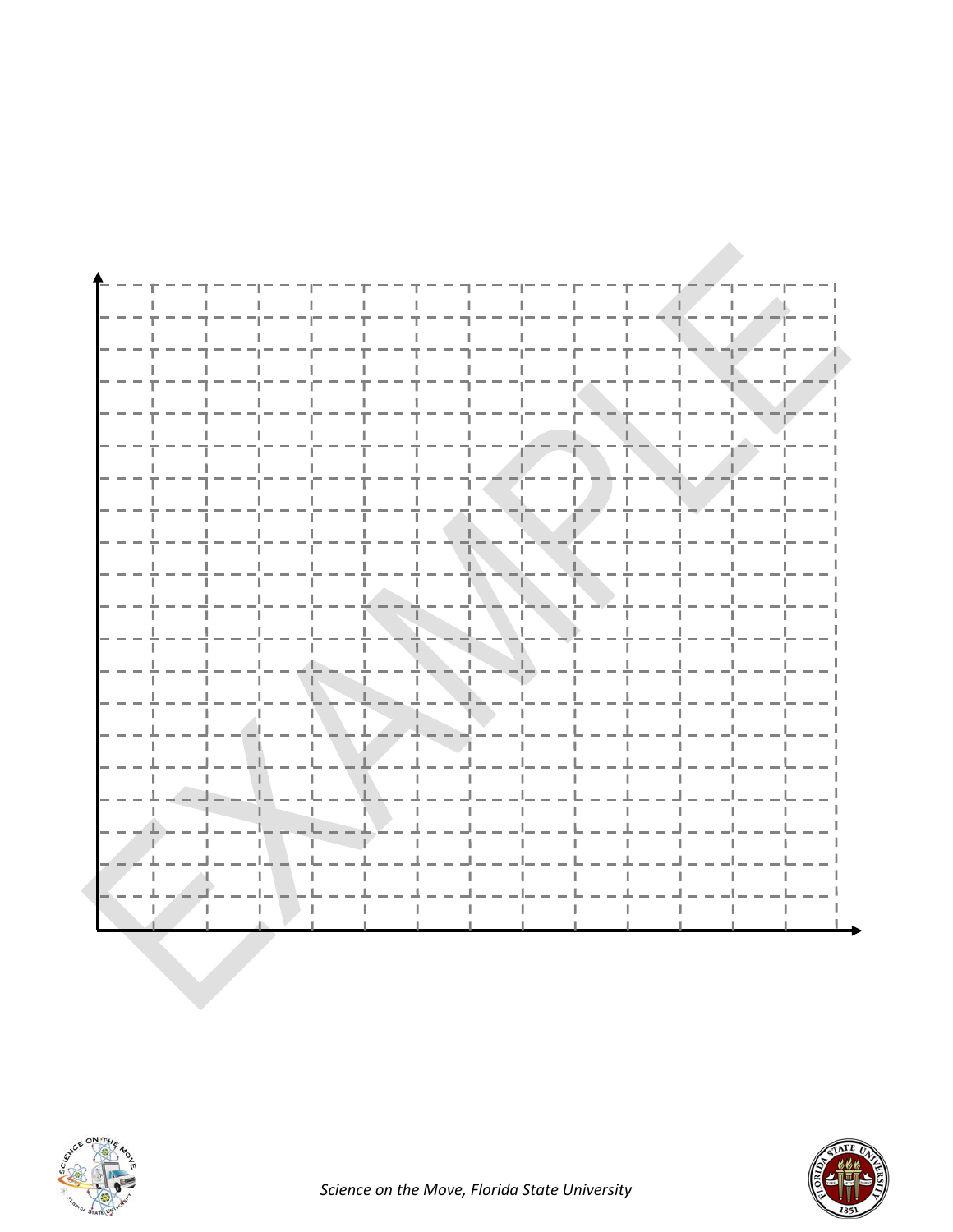EXAMPLE